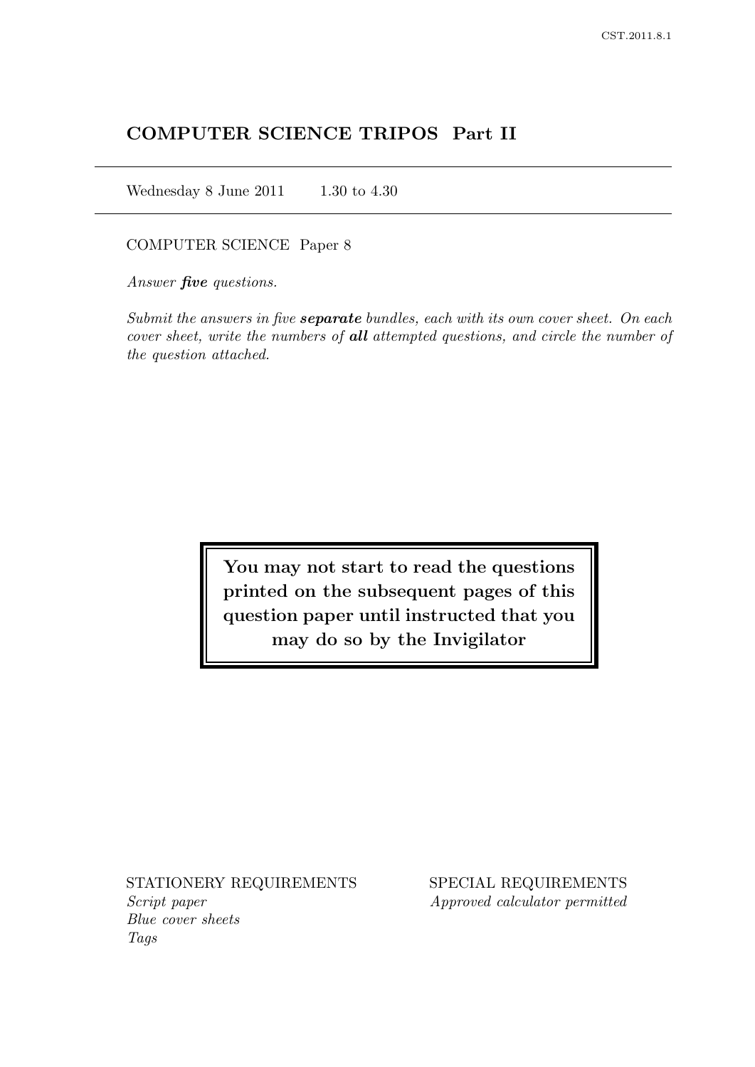# COMPUTER SCIENCE TRIPOS Part II

Wednesday 8 June 2011 1.30 to 4.30

COMPUTER SCIENCE Paper 8

*Answer **five** questions.*

*Submit the answers in five **separate** bundles, each with its own cover sheet. On each cover sheet, write the numbers of **all** attempted questions, and circle the number of the question attached.*

**You may not start to read the questions printed on the subsequent pages of this question paper until instructed that you may do so by the Invigilator**

STATIONERY REQUIREMENTS

*Script paper*
*Blue cover sheets*
*Tags*

SPECIAL REQUIREMENTS

*Approved calculator permitted*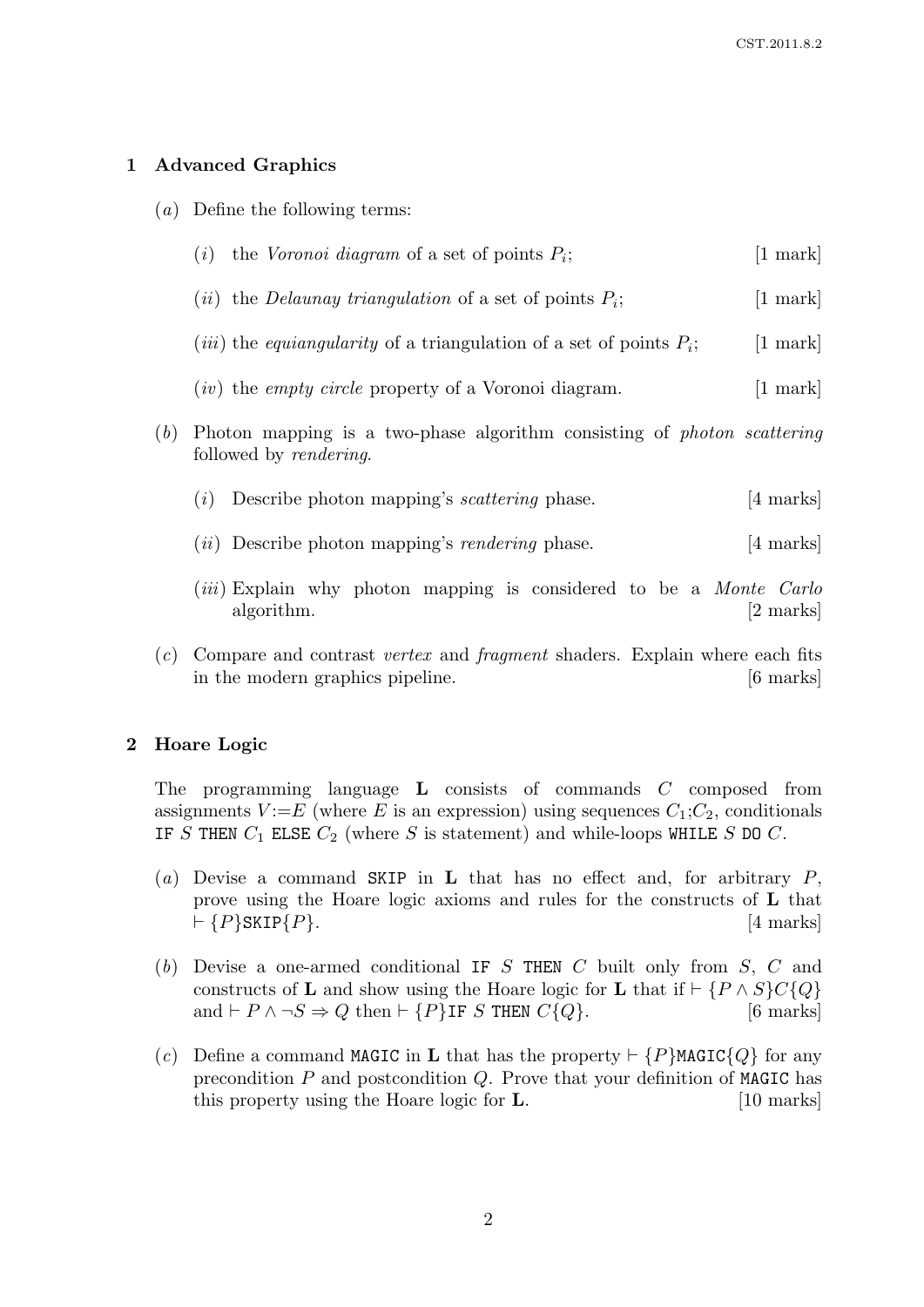## 1 Advanced Graphics

(*a*) Define the following terms:

(*i*) the *Voronoi diagram* of a set of points $P_i$; [1 mark]

(*ii*) the *Delaunay triangulation* of a set of points $P_i$; [1 mark]

(*iii*) the *equiangularity* of a triangulation of a set of points $P_i$; [1 mark]

(*iv*) the *empty circle* property of a Voronoi diagram. [1 mark]

(*b*) Photon mapping is a two-phase algorithm consisting of *photon scattering* followed by *rendering*.

(*i*) Describe photon mapping's *scattering* phase. [4 marks]

(*ii*) Describe photon mapping's *rendering* phase. [4 marks]

(*iii*) Explain why photon mapping is considered to be a *Monte Carlo* algorithm. [2 marks]

(*c*) Compare and contrast *vertex* and *fragment* shaders. Explain where each fits in the modern graphics pipeline. [6 marks]

## 2 Hoare Logic

The programming language **L** consists of commands $C$ composed from assignments $V{:=}E$ (where $E$ is an expression) using sequences $C_1;C_2$, conditionals `IF` $S$ `THEN` $C_1$ `ELSE` $C_2$ (where $S$ is statement) and while-loops `WHILE` $S$ `DO` $C$.

(*a*) Devise a command `SKIP` in **L** that has no effect and, for arbitrary $P$, prove using the Hoare logic axioms and rules for the constructs of **L** that $\vdash \{P\}\texttt{SKIP}\{P\}$. [4 marks]

(*b*) Devise a one-armed conditional `IF` $S$ `THEN` $C$ built only from $S$, $C$ and constructs of **L** and show using the Hoare logic for **L** that if $\vdash \{P \wedge S\}C\{Q\}$ and $\vdash P \wedge \neg S \Rightarrow Q$ then $\vdash \{P\}\texttt{IF}\ S\ \texttt{THEN}\ C\{Q\}$. [6 marks]

(*c*) Define a command `MAGIC` in **L** that has the property $\vdash \{P\}\texttt{MAGIC}\{Q\}$ for any precondition $P$ and postcondition $Q$. Prove that your definition of `MAGIC` has this property using the Hoare logic for **L**. [10 marks]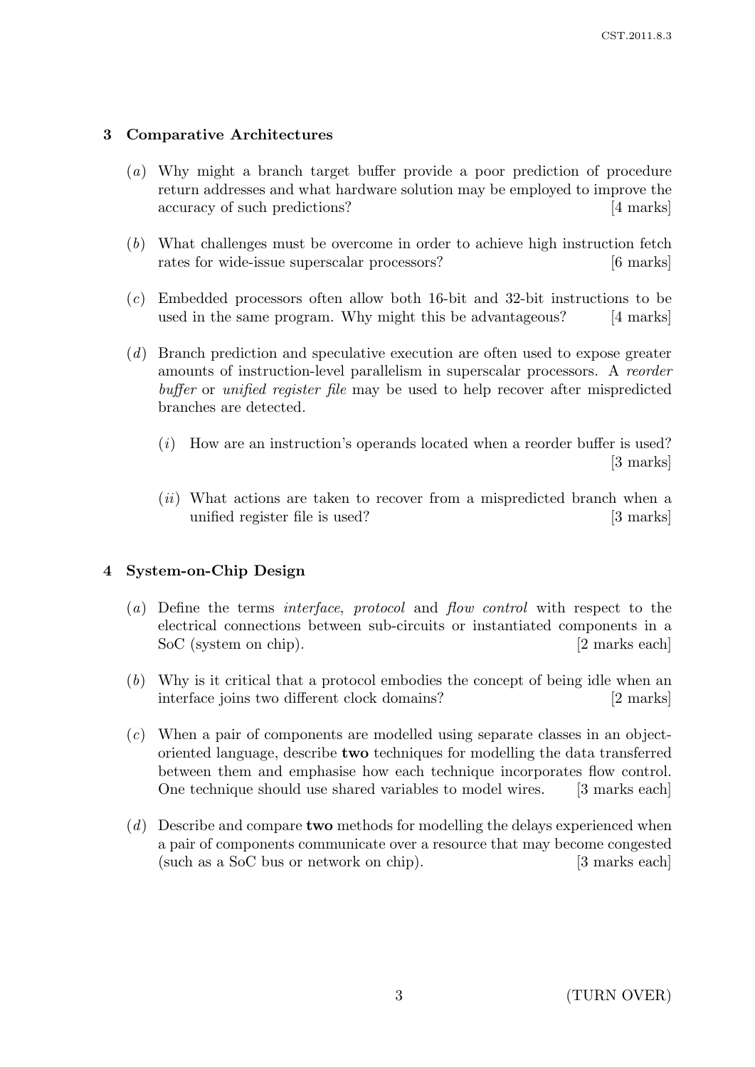## 3 Comparative Architectures

(*a*) Why might a branch target buffer provide a poor prediction of procedure return addresses and what hardware solution may be employed to improve the accuracy of such predictions? [4 marks]

(*b*) What challenges must be overcome in order to achieve high instruction fetch rates for wide-issue superscalar processors? [6 marks]

(*c*) Embedded processors often allow both 16-bit and 32-bit instructions to be used in the same program. Why might this be advantageous? [4 marks]

(*d*) Branch prediction and speculative execution are often used to expose greater amounts of instruction-level parallelism in superscalar processors. A *reorder buffer* or *unified register file* may be used to help recover after mispredicted branches are detected.

(*i*) How are an instruction's operands located when a reorder buffer is used? [3 marks]

(*ii*) What actions are taken to recover from a mispredicted branch when a unified register file is used? [3 marks]

## 4 System-on-Chip Design

(*a*) Define the terms *interface*, *protocol* and *flow control* with respect to the electrical connections between sub-circuits or instantiated components in a SoC (system on chip). [2 marks each]

(*b*) Why is it critical that a protocol embodies the concept of being idle when an interface joins two different clock domains? [2 marks]

(*c*) When a pair of components are modelled using separate classes in an object-oriented language, describe **two** techniques for modelling the data transferred between them and emphasise how each technique incorporates flow control. One technique should use shared variables to model wires. [3 marks each]

(*d*) Describe and compare **two** methods for modelling the delays experienced when a pair of components communicate over a resource that may become congested (such as a SoC bus or network on chip). [3 marks each]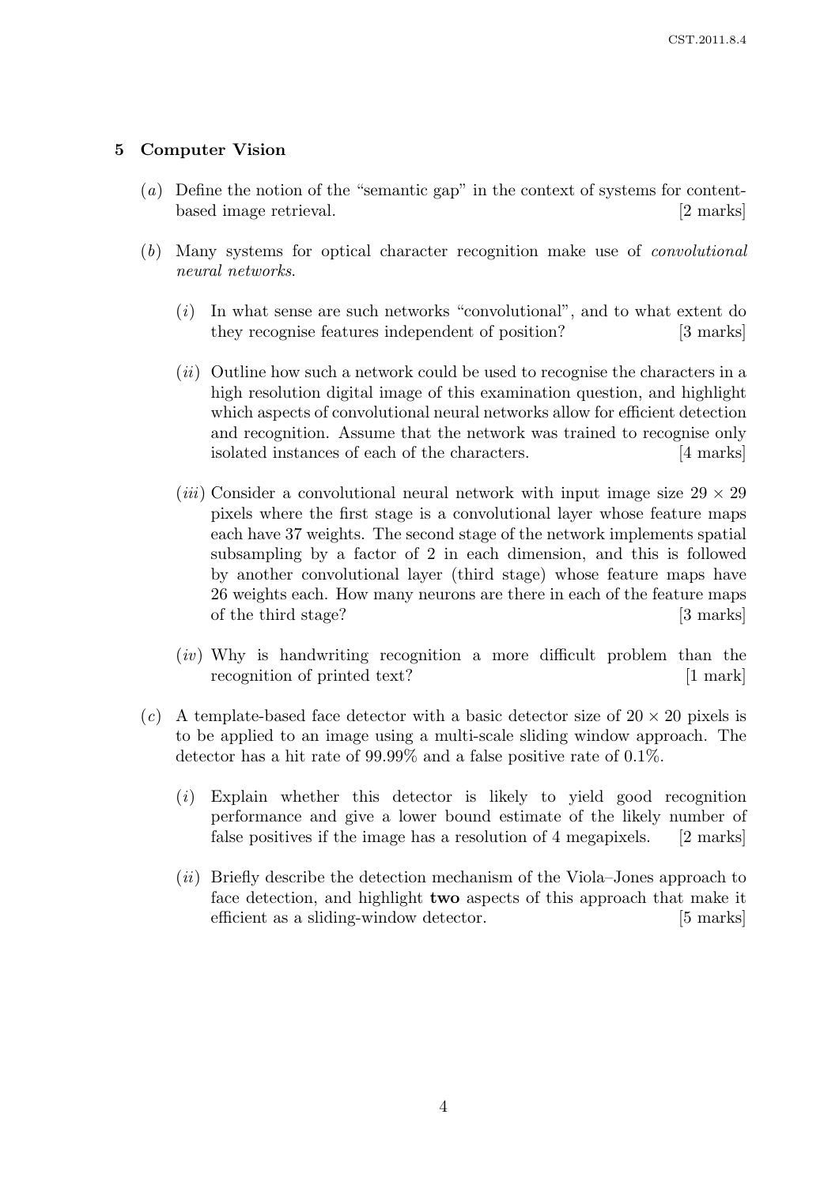## 5 Computer Vision

(*a*) Define the notion of the "semantic gap" in the context of systems for content-based image retrieval. [2 marks]

(*b*) Many systems for optical character recognition make use of *convolutional neural networks*.

(*i*) In what sense are such networks "convolutional", and to what extent do they recognise features independent of position? [3 marks]

(*ii*) Outline how such a network could be used to recognise the characters in a high resolution digital image of this examination question, and highlight which aspects of convolutional neural networks allow for efficient detection and recognition. Assume that the network was trained to recognise only isolated instances of each of the characters. [4 marks]

(*iii*) Consider a convolutional neural network with input image size $29 \times 29$ pixels where the first stage is a convolutional layer whose feature maps each have 37 weights. The second stage of the network implements spatial subsampling by a factor of 2 in each dimension, and this is followed by another convolutional layer (third stage) whose feature maps have 26 weights each. How many neurons are there in each of the feature maps of the third stage? [3 marks]

(*iv*) Why is handwriting recognition a more difficult problem than the recognition of printed text? [1 mark]

(*c*) A template-based face detector with a basic detector size of $20 \times 20$ pixels is to be applied to an image using a multi-scale sliding window approach. The detector has a hit rate of 99.99% and a false positive rate of 0.1%.

(*i*) Explain whether this detector is likely to yield good recognition performance and give a lower bound estimate of the likely number of false positives if the image has a resolution of 4 megapixels. [2 marks]

(*ii*) Briefly describe the detection mechanism of the Viola–Jones approach to face detection, and highlight **two** aspects of this approach that make it efficient as a sliding-window detector. [5 marks]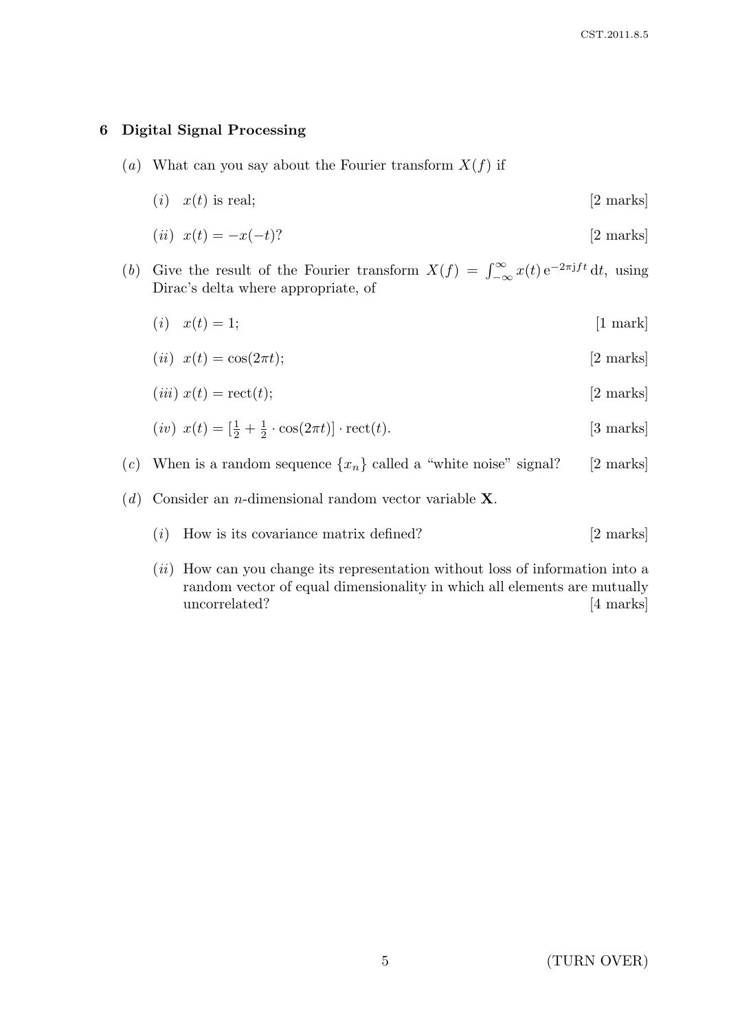## 6 Digital Signal Processing

(*a*) What can you say about the Fourier transform $X(f)$ if

(*i*) $x(t)$ is real; [2 marks]

(*ii*) $x(t) = -x(-t)$? [2 marks]

(*b*) Give the result of the Fourier transform $X(f) = \int_{-\infty}^{\infty} x(t)\, \mathrm{e}^{-2\pi \mathrm{j} f t}\, \mathrm{d}t$, using Dirac's delta where appropriate, of

(*i*) $x(t) = 1$; [1 mark]

(*ii*) $x(t) = \cos(2\pi t)$; [2 marks]

(*iii*) $x(t) = \mathrm{rect}(t)$; [2 marks]

(*iv*) $x(t) = [\frac{1}{2} + \frac{1}{2} \cdot \cos(2\pi t)] \cdot \mathrm{rect}(t)$. [3 marks]

(*c*) When is a random sequence $\{x_n\}$ called a "white noise" signal? [2 marks]

(*d*) Consider an $n$-dimensional random vector variable $\mathbf{X}$.

(*i*) How is its covariance matrix defined? [2 marks]

(*ii*) How can you change its representation without loss of information into a random vector of equal dimensionality in which all elements are mutually uncorrelated? [4 marks]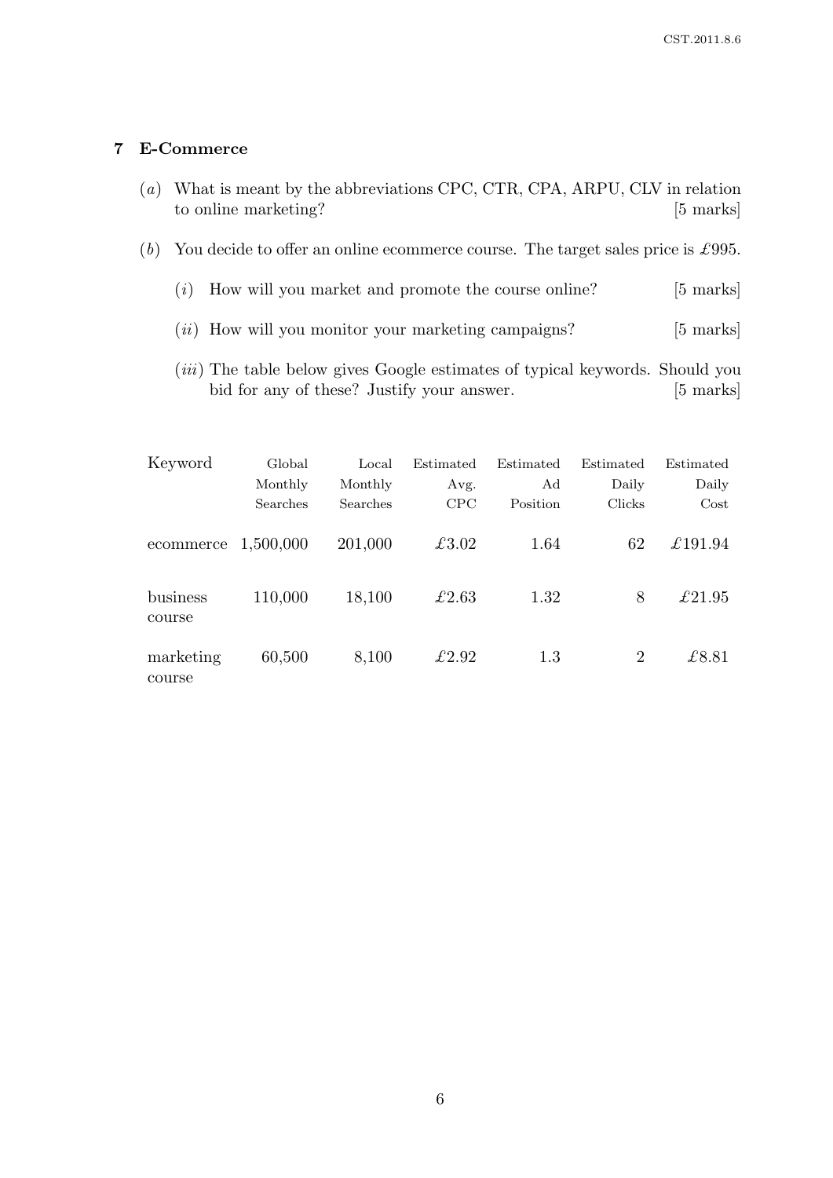## 7 E-Commerce

(*a*) What is meant by the abbreviations CPC, CTR, CPA, ARPU, CLV in relation to online marketing? [5 marks]

(*b*) You decide to offer an online ecommerce course. The target sales price is £995.

(*i*) How will you market and promote the course online? [5 marks]

(*ii*) How will you monitor your marketing campaigns? [5 marks]

(*iii*) The table below gives Google estimates of typical keywords. Should you bid for any of these? Justify your answer. [5 marks]

| Keyword | Global Monthly Searches | Local Monthly Searches | Estimated Avg. CPC | Estimated Ad Position | Estimated Daily Clicks | Estimated Daily Cost |
|---|---|---|---|---|---|---|
| ecommerce | 1,500,000 | 201,000 | £3.02 | 1.64 | 62 | £191.94 |
| business course | 110,000 | 18,100 | £2.63 | 1.32 | 8 | £21.95 |
| marketing course | 60,500 | 8,100 | £2.92 | 1.3 | 2 | £8.81 |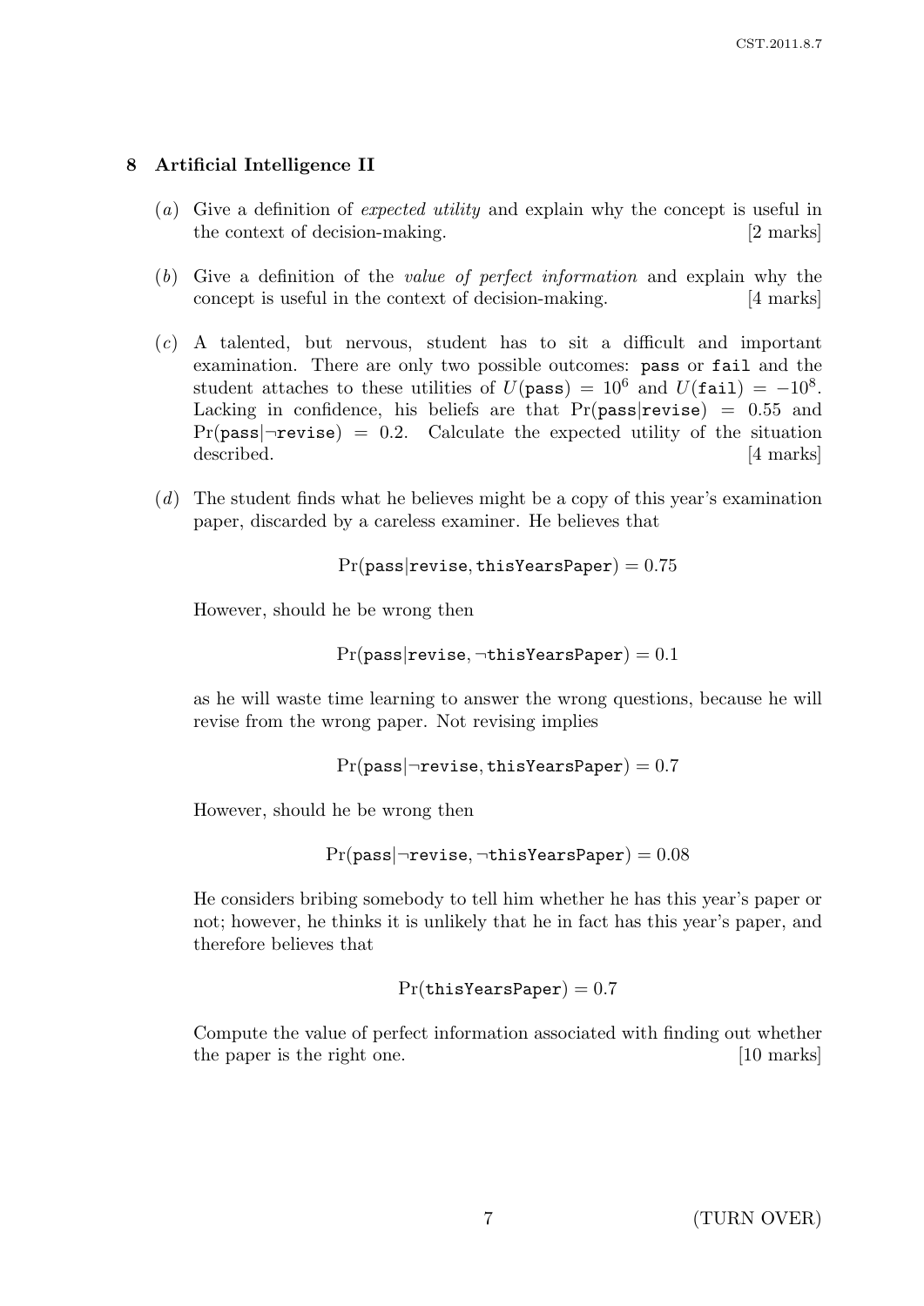## 8 Artificial Intelligence II

(*a*) Give a definition of *expected utility* and explain why the concept is useful in the context of decision-making. [2 marks]

(*b*) Give a definition of the *value of perfect information* and explain why the concept is useful in the context of decision-making. [4 marks]

(*c*) A talented, but nervous, student has to sit a difficult and important examination. There are only two possible outcomes: `pass` or `fail` and the student attaches to these utilities of $U(\texttt{pass}) = 10^6$ and $U(\texttt{fail}) = -10^8$. Lacking in confidence, his beliefs are that $\Pr(\texttt{pass}|\texttt{revise}) = 0.55$ and $\Pr(\texttt{pass}|\neg\texttt{revise}) = 0.2$. Calculate the expected utility of the situation described. [4 marks]

(*d*) The student finds what he believes might be a copy of this year's examination paper, discarded by a careless examiner. He believes that

$$\Pr(\texttt{pass}|\texttt{revise}, \texttt{thisYearsPaper}) = 0.75$$

However, should he be wrong then

$$\Pr(\texttt{pass}|\texttt{revise}, \neg\texttt{thisYearsPaper}) = 0.1$$

as he will waste time learning to answer the wrong questions, because he will revise from the wrong paper. Not revising implies

$$\Pr(\texttt{pass}|\neg\texttt{revise}, \texttt{thisYearsPaper}) = 0.7$$

However, should he be wrong then

$$\Pr(\texttt{pass}|\neg\texttt{revise}, \neg\texttt{thisYearsPaper}) = 0.08$$

He considers bribing somebody to tell him whether he has this year's paper or not; however, he thinks it is unlikely that he in fact has this year's paper, and therefore believes that

$$\Pr(\texttt{thisYearsPaper}) = 0.7$$

Compute the value of perfect information associated with finding out whether the paper is the right one. [10 marks]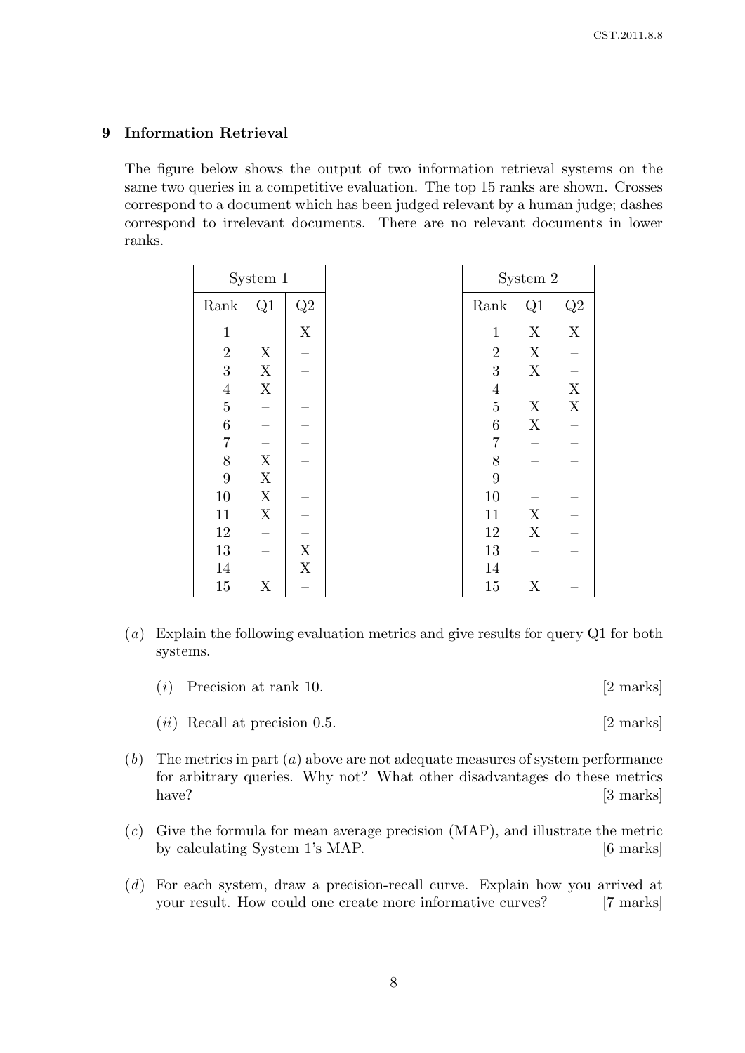## 9 Information Retrieval

The figure below shows the output of two information retrieval systems on the same two queries in a competitive evaluation. The top 15 ranks are shown. Crosses correspond to a document which has been judged relevant by a human judge; dashes correspond to irrelevant documents. There are no relevant documents in lower ranks.

| System 1 | | |
|---|---|---|
| Rank | Q1 | Q2 |
| 1 | – | X |
| 2 | X | – |
| 3 | X | – |
| 4 | X | – |
| 5 | – | – |
| 6 | – | – |
| 7 | – | – |
| 8 | X | – |
| 9 | X | – |
| 10 | X | – |
| 11 | X | – |
| 12 | – | – |
| 13 | – | X |
| 14 | – | X |
| 15 | X | – |

| System 2 | | |
|---|---|---|
| Rank | Q1 | Q2 |
| 1 | X | X |
| 2 | X | – |
| 3 | X | – |
| 4 | – | X |
| 5 | X | X |
| 6 | X | – |
| 7 | – | – |
| 8 | – | – |
| 9 | – | – |
| 10 | – | – |
| 11 | X | – |
| 12 | X | – |
| 13 | – | – |
| 14 | – | – |
| 15 | X | – |

(*a*) Explain the following evaluation metrics and give results for query Q1 for both systems.

(*i*) Precision at rank 10. [2 marks]

(*ii*) Recall at precision 0.5. [2 marks]

(*b*) The metrics in part (*a*) above are not adequate measures of system performance for arbitrary queries. Why not? What other disadvantages do these metrics have? [3 marks]

(*c*) Give the formula for mean average precision (MAP), and illustrate the metric by calculating System 1's MAP. [6 marks]

(*d*) For each system, draw a precision-recall curve. Explain how you arrived at your result. How could one create more informative curves? [7 marks]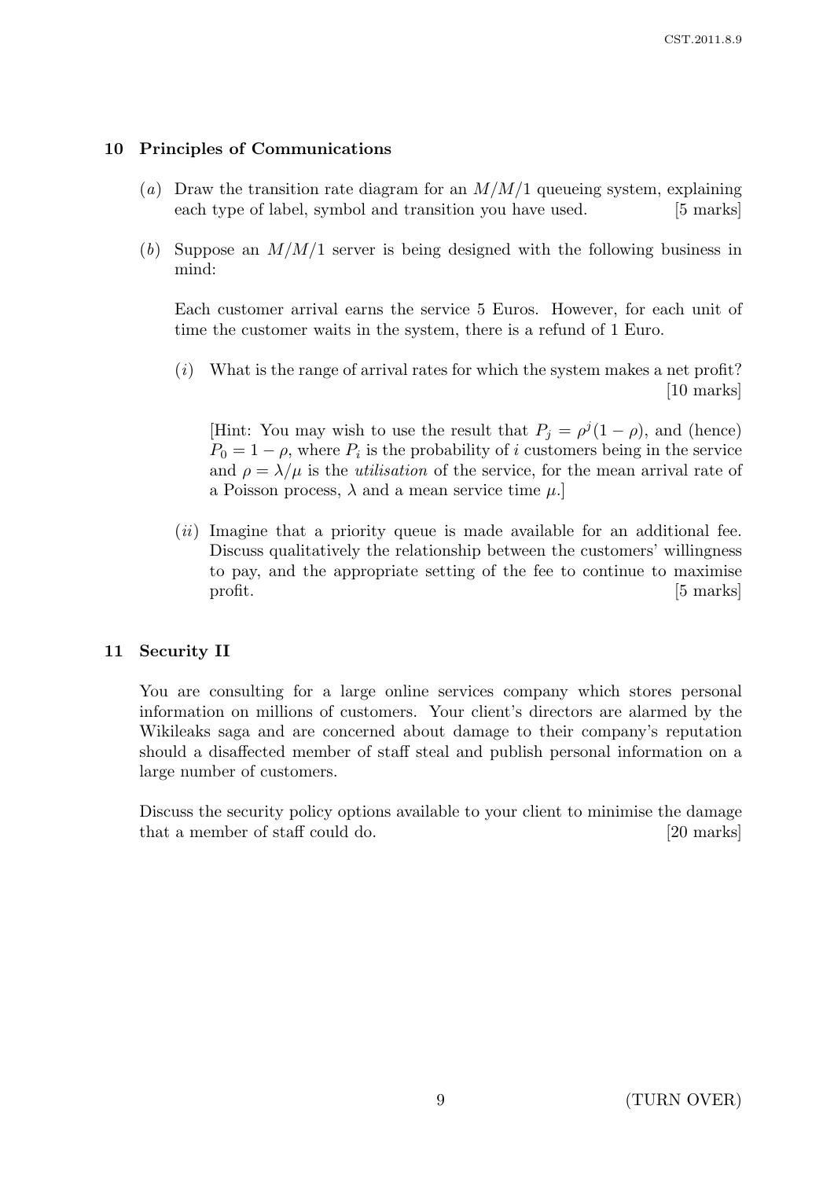## 10 Principles of Communications

(*a*) Draw the transition rate diagram for an $M/M/1$ queueing system, explaining each type of label, symbol and transition you have used. [5 marks]

(*b*) Suppose an $M/M/1$ server is being designed with the following business in mind:

Each customer arrival earns the service 5 Euros. However, for each unit of time the customer waits in the system, there is a refund of 1 Euro.

(*i*) What is the range of arrival rates for which the system makes a net profit? [10 marks]

[Hint: You may wish to use the result that $P_j = \rho^j(1 - \rho)$, and (hence) $P_0 = 1 - \rho$, where $P_i$ is the probability of $i$ customers being in the service and $\rho = \lambda/\mu$ is the *utilisation* of the service, for the mean arrival rate of a Poisson process, $\lambda$ and a mean service time $\mu$.]

(*ii*) Imagine that a priority queue is made available for an additional fee. Discuss qualitatively the relationship between the customers' willingness to pay, and the appropriate setting of the fee to continue to maximise profit. [5 marks]

## 11 Security II

You are consulting for a large online services company which stores personal information on millions of customers. Your client's directors are alarmed by the Wikileaks saga and are concerned about damage to their company's reputation should a disaffected member of staff steal and publish personal information on a large number of customers.

Discuss the security policy options available to your client to minimise the damage that a member of staff could do. [20 marks]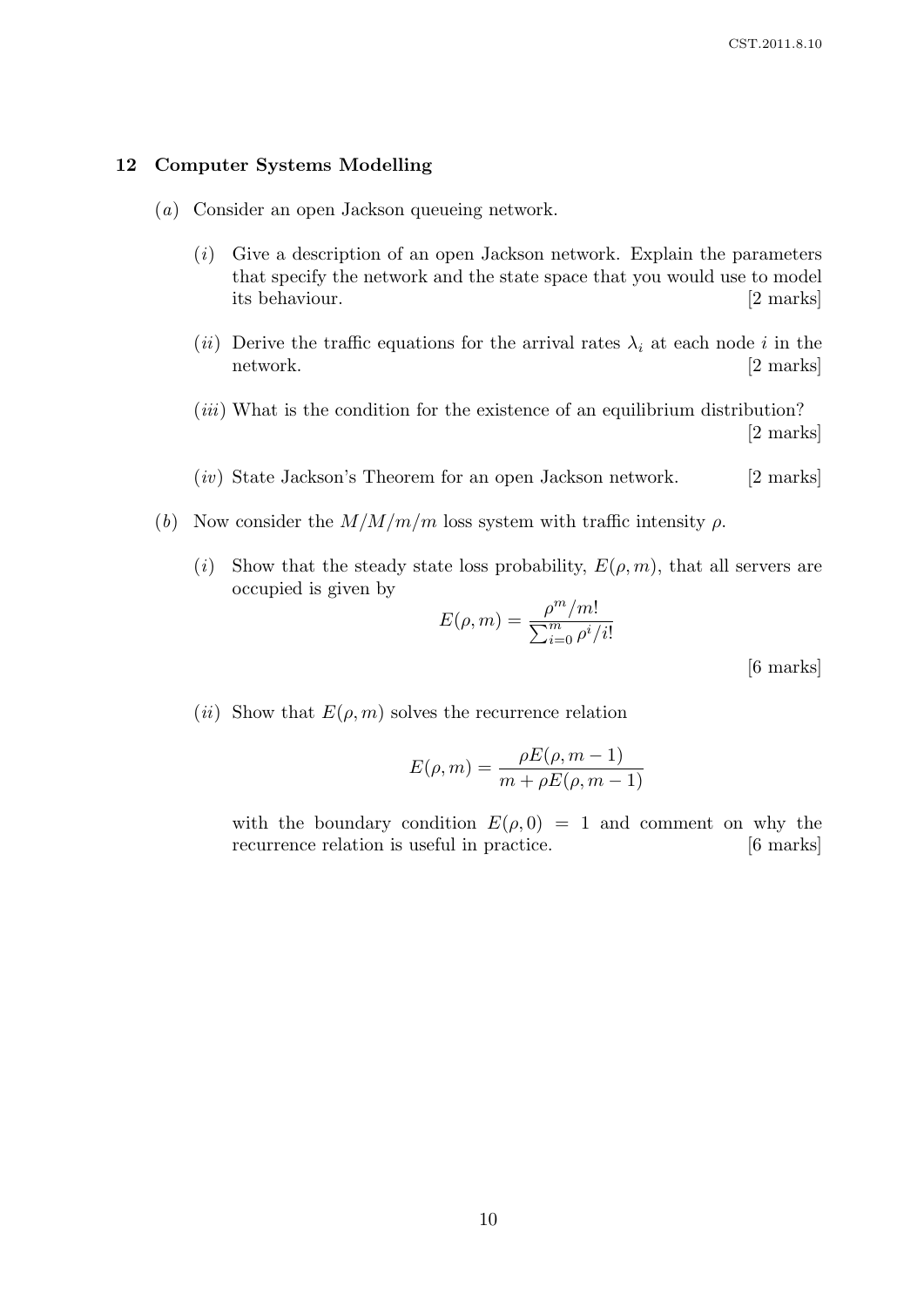## 12 Computer Systems Modelling

(*a*) Consider an open Jackson queueing network.

(*i*) Give a description of an open Jackson network. Explain the parameters that specify the network and the state space that you would use to model its behaviour. [2 marks]

(*ii*) Derive the traffic equations for the arrival rates $\lambda_i$ at each node $i$ in the network. [2 marks]

(*iii*) What is the condition for the existence of an equilibrium distribution? [2 marks]

(*iv*) State Jackson's Theorem for an open Jackson network. [2 marks]

(*b*) Now consider the $M/M/m/m$ loss system with traffic intensity $\rho$.

(*i*) Show that the steady state loss probability, $E(\rho, m)$, that all servers are occupied is given by

$$E(\rho, m) = \frac{\rho^m/m!}{\sum_{i=0}^{m} \rho^i/i!}$$

[6 marks]

(*ii*) Show that $E(\rho, m)$ solves the recurrence relation

$$E(\rho, m) = \frac{\rho E(\rho, m-1)}{m + \rho E(\rho, m-1)}$$

with the boundary condition $E(\rho, 0) = 1$ and comment on why the recurrence relation is useful in practice. [6 marks]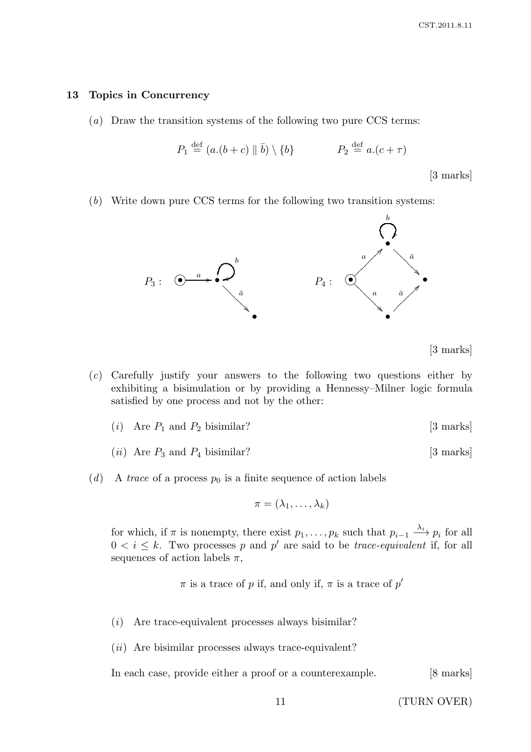## 13 Topics in Concurrency

(*a*) Draw the transition systems of the following two pure CCS terms:

$$P_1 \stackrel{\text{def}}{=} (a.(b+c) \parallel \bar{b}) \setminus \{b\} \qquad\qquad P_2 \stackrel{\text{def}}{=} a.(c+\tau)$$

[3 marks]

(*b*) Write down pure CCS terms for the following two transition systems:

$P_3$ : 

$P_4$ :

[3 marks]

(*c*) Carefully justify your answers to the following two questions either by exhibiting a bisimulation or by providing a Hennessy–Milner logic formula satisfied by one process and not by the other:

(*i*) Are $P_1$ and $P_2$ bisimilar? [3 marks]

(*ii*) Are $P_3$ and $P_4$ bisimilar? [3 marks]

(*d*) A *trace* of a process $p_0$ is a finite sequence of action labels

$$\pi = (\lambda_1, \ldots, \lambda_k)$$

for which, if $\pi$ is nonempty, there exist $p_1, \ldots, p_k$ such that $p_{i-1} \xrightarrow{\lambda_i} p_i$ for all $0 < i \leq k$. Two processes $p$ and $p'$ are said to be *trace-equivalent* if, for all sequences of action labels $\pi$,

$$\pi \text{ is a trace of } p \text{ if, and only if, } \pi \text{ is a trace of } p'$$

(*i*) Are trace-equivalent processes always bisimilar?

(*ii*) Are bisimilar processes always trace-equivalent?

In each case, provide either a proof or a counterexample. [8 marks]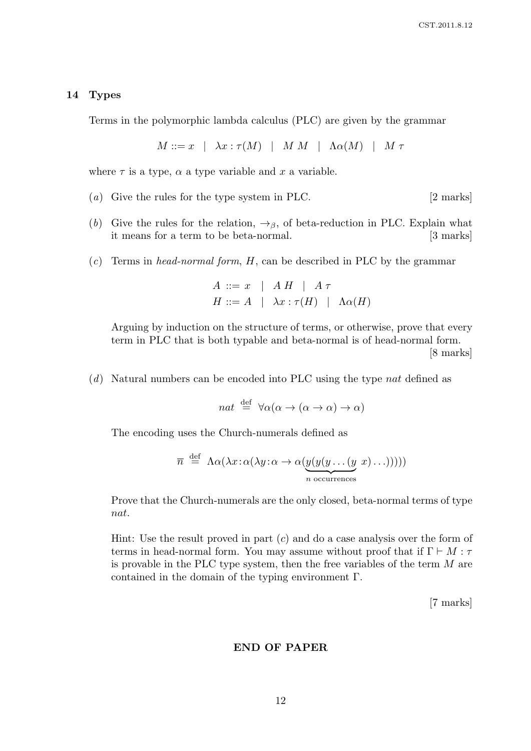## 14 Types

Terms in the polymorphic lambda calculus (PLC) are given by the grammar

$$M ::= x \quad | \quad \lambda x : \tau(M) \quad | \quad M\ M \quad | \quad \Lambda\alpha(M) \quad | \quad M\ \tau$$

where $\tau$ is a type, $\alpha$ a type variable and $x$ a variable.

(*a*) Give the rules for the type system in PLC. [2 marks]

(*b*) Give the rules for the relation, $\to_\beta$, of beta-reduction in PLC. Explain what it means for a term to be beta-normal. [3 marks]

(*c*) Terms in *head-normal form*, $H$, can be described in PLC by the grammar

$$\begin{aligned} A &::= x \quad | \quad A\ H \quad | \quad A\ \tau \\ H &::= A \quad | \quad \lambda x : \tau(H) \quad | \quad \Lambda\alpha(H) \end{aligned}$$

Arguing by induction on the structure of terms, or otherwise, prove that every term in PLC that is both typable and beta-normal is of head-normal form. [8 marks]

(*d*) Natural numbers can be encoded into PLC using the type *nat* defined as

$$nat \stackrel{\text{def}}{=} \forall\alpha(\alpha \to (\alpha \to \alpha) \to \alpha)$$

The encoding uses the Church-numerals defined as

$$\overline{n} \stackrel{\text{def}}{=} \Lambda\alpha(\lambda x{:}\alpha(\lambda y{:}\alpha \to \alpha(\underbrace{y(y(y \ldots (y}_{n \text{ occurrences}}\ x) \ldots)))))$$

Prove that the Church-numerals are the only closed, beta-normal terms of type *nat*.

Hint: Use the result proved in part (*c*) and do a case analysis over the form of terms in head-normal form. You may assume without proof that if $\Gamma \vdash M : \tau$ is provable in the PLC type system, then the free variables of the term $M$ are contained in the domain of the typing environment $\Gamma$.

[7 marks]

**END OF PAPER**